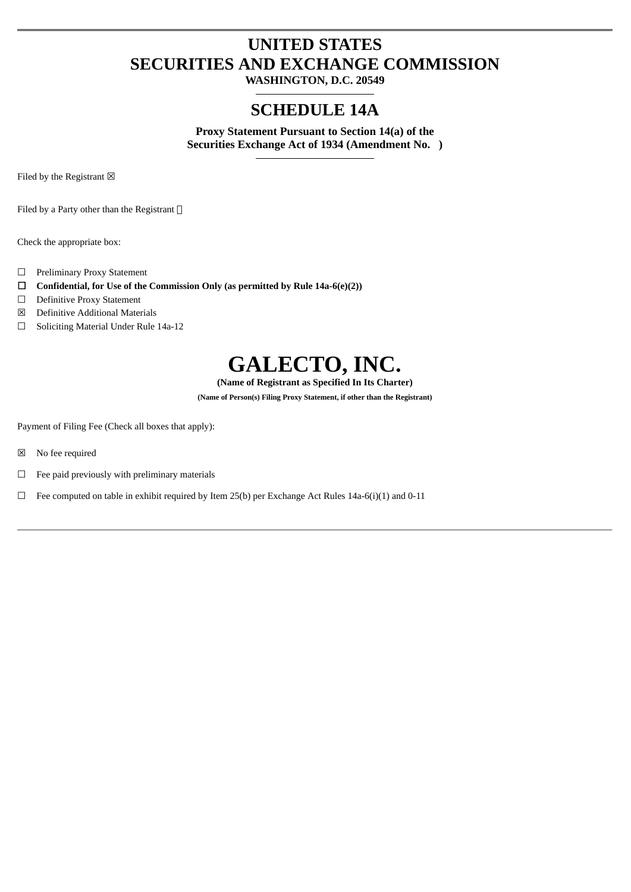# UNITED STATES
# SECURITIES AND EXCHANGE COMMISSION

**WASHINGTON, D.C. 20549**

## SCHEDULE 14A

**Proxy Statement Pursuant to Section 14(a) of the Securities Exchange Act of 1934 (Amendment No. )**

Filed by the Registrant ☒

Filed by a Party other than the Registrant ☐

Check the appropriate box:

☐ Preliminary Proxy Statement

☐ **Confidential, for Use of the Commission Only (as permitted by Rule 14a-6(e)(2))**

☐ Definitive Proxy Statement

☒ Definitive Additional Materials

☐ Soliciting Material Under Rule 14a-12

# GALECTO, INC.

**(Name of Registrant as Specified In Its Charter)**

**(Name of Person(s) Filing Proxy Statement, if other than the Registrant)**

Payment of Filing Fee (Check all boxes that apply):

☒ No fee required

☐ Fee paid previously with preliminary materials

☐ Fee computed on table in exhibit required by Item 25(b) per Exchange Act Rules 14a-6(i)(1) and 0-11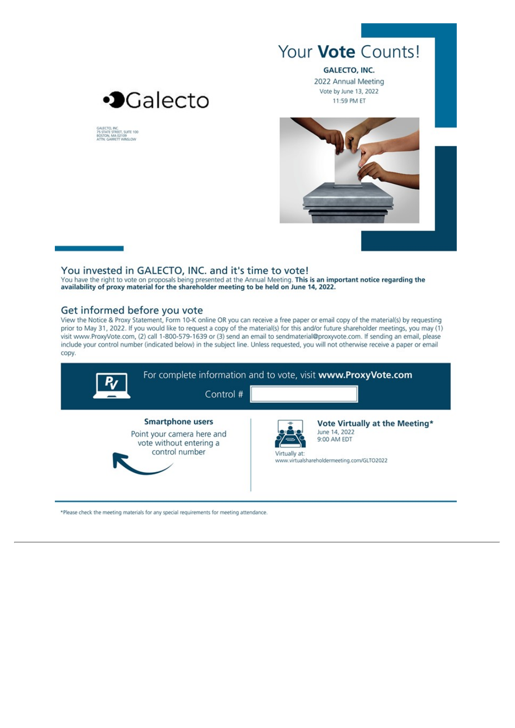Galecto

GALECTO, INC.
75 STATE STREET, SUITE 100
BOSTON, MA 02109
ATTN: GARRETT WINSLOW

# Your **Vote** Counts!

**GALECTO, INC.**

2022 Annual Meeting

Vote by June 13, 2022

11:59 PM ET

## You invested in GALECTO, INC. and it's time to vote!

You have the right to vote on proposals being presented at the Annual Meeting. **This is an important notice regarding the availability of proxy material for the shareholder meeting to be held on June 14, 2022.**

## Get informed before you vote

View the Notice & Proxy Statement, Form 10-K online OR you can receive a free paper or email copy of the material(s) by requesting prior to May 31, 2022. If you would like to request a copy of the material(s) for this and/or future shareholder meetings, you may (1) visit www.ProxyVote.com, (2) call 1-800-579-1639 or (3) send an email to sendmaterial@proxyvote.com. If sending an email, please include your control number (indicated below) in the subject line. Unless requested, you will not otherwise receive a paper or email copy.

For complete information and to vote, visit **www.ProxyVote.com**

Control #

**Smartphone users**

Point your camera here and vote without entering a control number

**Vote Virtually at the Meeting***

June 14, 2022
9:00 AM EDT

Virtually at:
www.virtualshareholdermeeting.com/GLTO2022

*Please check the meeting materials for any special requirements for meeting attendance.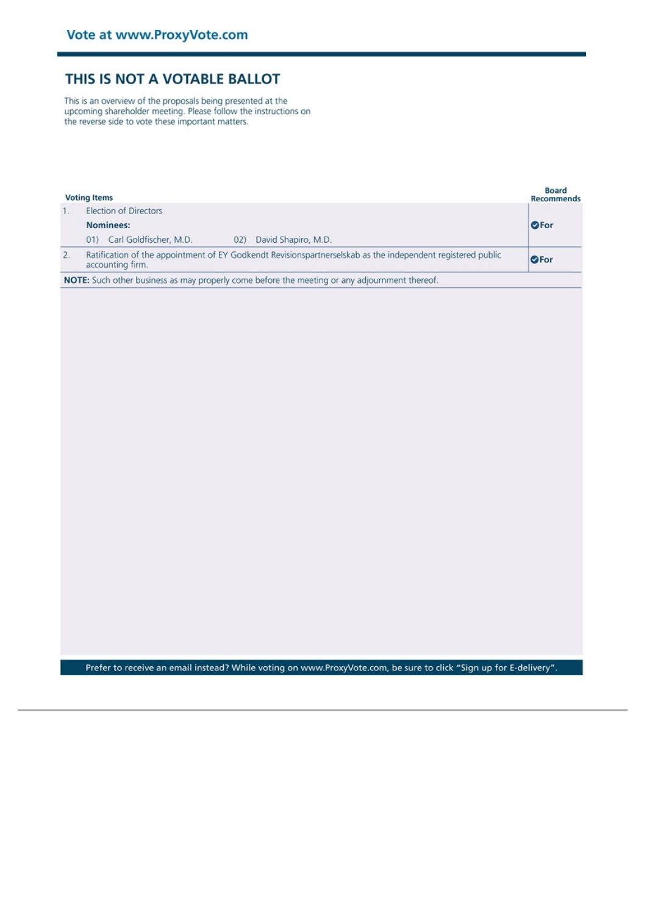Vote at www.ProxyVote.com

# THIS IS NOT A VOTABLE BALLOT

This is an overview of the proposals being presented at the upcoming shareholder meeting. Please follow the instructions on the reverse side to vote these important matters.

| Voting Items | Board Recommends |
|---|---|
| 1. Election of Directors<br>**Nominees:**<br>01) Carl Goldfischer, M.D. 02) David Shapiro, M.D. | For |
| 2. Ratification of the appointment of EY Godkendt Revisionspartnerselskab as the independent registered public accounting firm. | For |

**NOTE:** Such other business as may properly come before the meeting or any adjournment thereof.

Prefer to receive an email instead? While voting on www.ProxyVote.com, be sure to click "Sign up for E-delivery".